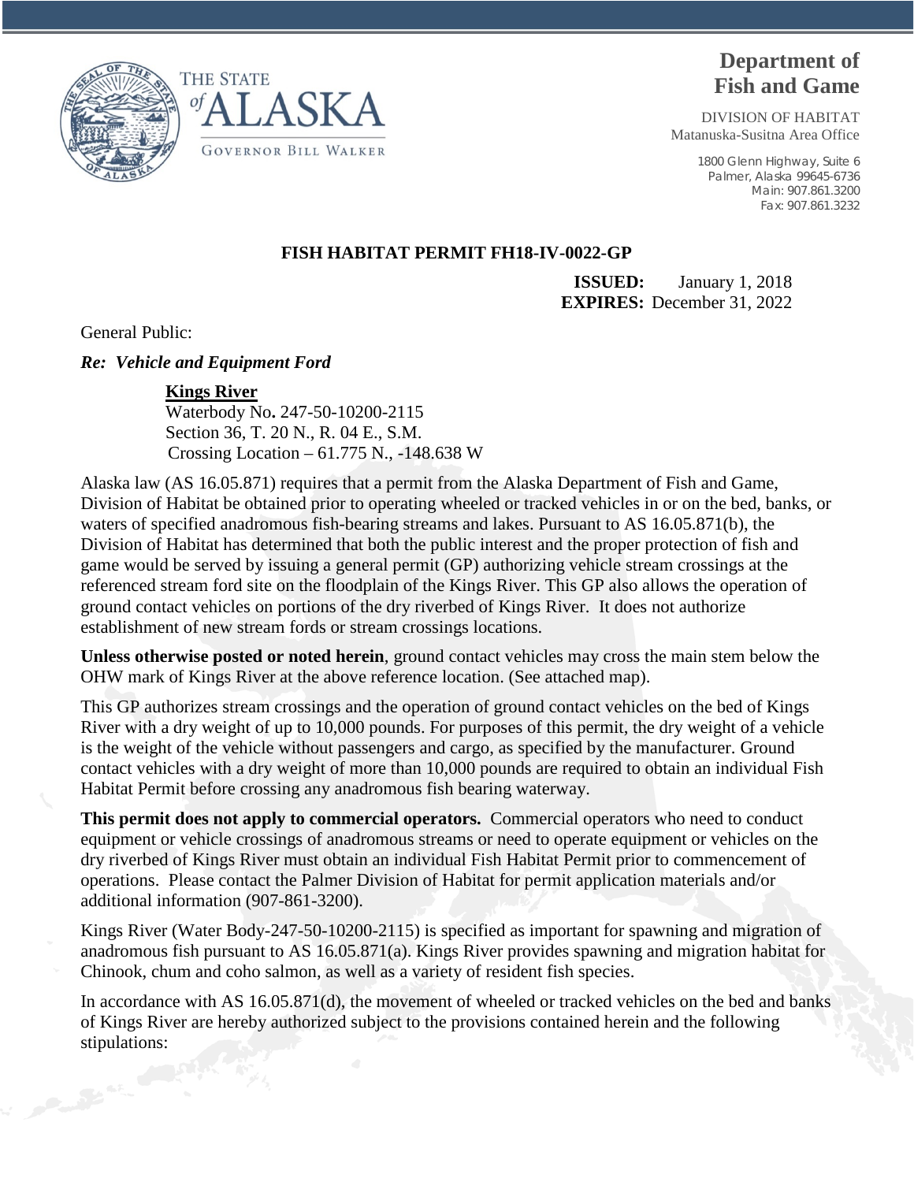THE STATE of ALASKA

GOVERNOR BILL WALKER

**Department of Fish and Game**

DIVISION OF HABITAT
Matanuska-Susitna Area Office

1800 Glenn Highway, Suite 6
Palmer, Alaska 99645-6736
Main: 907.861.3200
Fax: 907.861.3232

**FISH HABITAT PERMIT FH18-IV-0022-GP**

**ISSUED:** January 1, 2018
**EXPIRES:** December 31, 2022

General Public:

***Re: Vehicle and Equipment Ford***

**Kings River**
Waterbody No**.** 247-50-10200-2115
Section 36, T. 20 N., R. 04 E., S.M.
Crossing Location – 61.775 N., -148.638 W

Alaska law (AS 16.05.871) requires that a permit from the Alaska Department of Fish and Game, Division of Habitat be obtained prior to operating wheeled or tracked vehicles in or on the bed, banks, or waters of specified anadromous fish-bearing streams and lakes. Pursuant to AS 16.05.871(b), the Division of Habitat has determined that both the public interest and the proper protection of fish and game would be served by issuing a general permit (GP) authorizing vehicle stream crossings at the referenced stream ford site on the floodplain of the Kings River. This GP also allows the operation of ground contact vehicles on portions of the dry riverbed of Kings River. It does not authorize establishment of new stream fords or stream crossings locations.

**Unless otherwise posted or noted herein**, ground contact vehicles may cross the main stem below the OHW mark of Kings River at the above reference location. (See attached map).

This GP authorizes stream crossings and the operation of ground contact vehicles on the bed of Kings River with a dry weight of up to 10,000 pounds. For purposes of this permit, the dry weight of a vehicle is the weight of the vehicle without passengers and cargo, as specified by the manufacturer. Ground contact vehicles with a dry weight of more than 10,000 pounds are required to obtain an individual Fish Habitat Permit before crossing any anadromous fish bearing waterway.

**This permit does not apply to commercial operators.** Commercial operators who need to conduct equipment or vehicle crossings of anadromous streams or need to operate equipment or vehicles on the dry riverbed of Kings River must obtain an individual Fish Habitat Permit prior to commencement of operations. Please contact the Palmer Division of Habitat for permit application materials and/or additional information (907-861-3200).

Kings River (Water Body-247-50-10200-2115) is specified as important for spawning and migration of anadromous fish pursuant to AS 16.05.871(a). Kings River provides spawning and migration habitat for Chinook, chum and coho salmon, as well as a variety of resident fish species.

In accordance with AS 16.05.871(d), the movement of wheeled or tracked vehicles on the bed and banks of Kings River are hereby authorized subject to the provisions contained herein and the following stipulations: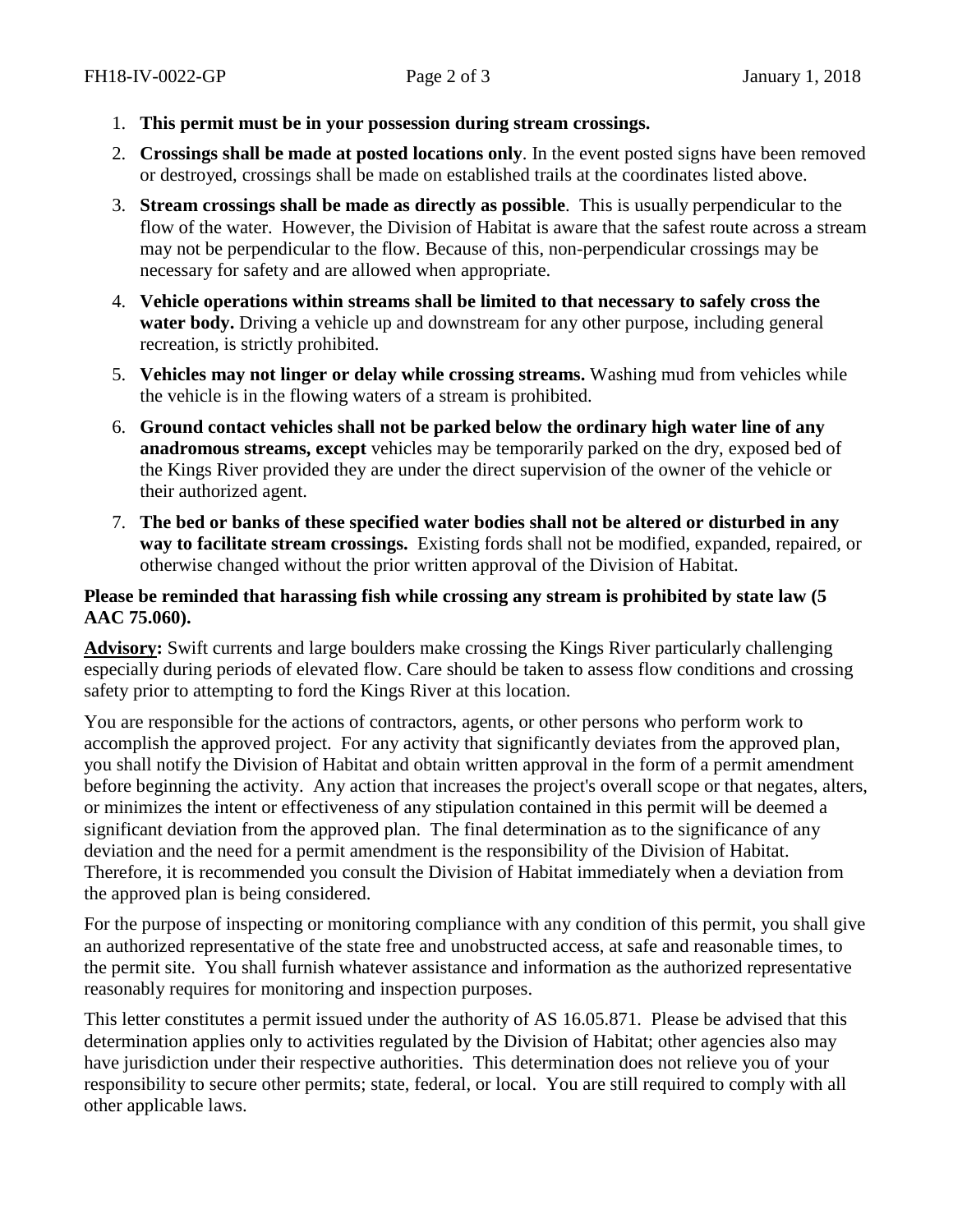1. **This permit must be in your possession during stream crossings.**
2. **Crossings shall be made at posted locations only**. In the event posted signs have been removed or destroyed, crossings shall be made on established trails at the coordinates listed above.
3. **Stream crossings shall be made as directly as possible**. This is usually perpendicular to the flow of the water. However, the Division of Habitat is aware that the safest route across a stream may not be perpendicular to the flow. Because of this, non-perpendicular crossings may be necessary for safety and are allowed when appropriate.
4. **Vehicle operations within streams shall be limited to that necessary to safely cross the water body.** Driving a vehicle up and downstream for any other purpose, including general recreation, is strictly prohibited.
5. **Vehicles may not linger or delay while crossing streams.** Washing mud from vehicles while the vehicle is in the flowing waters of a stream is prohibited.
6. **Ground contact vehicles shall not be parked below the ordinary high water line of any anadromous streams, except** vehicles may be temporarily parked on the dry, exposed bed of the Kings River provided they are under the direct supervision of the owner of the vehicle or their authorized agent.
7. **The bed or banks of these specified water bodies shall not be altered or disturbed in any way to facilitate stream crossings.** Existing fords shall not be modified, expanded, repaired, or otherwise changed without the prior written approval of the Division of Habitat.

**Please be reminded that harassing fish while crossing any stream is prohibited by state law (5 AAC 75.060).**

**Advisory:** Swift currents and large boulders make crossing the Kings River particularly challenging especially during periods of elevated flow. Care should be taken to assess flow conditions and crossing safety prior to attempting to ford the Kings River at this location.

You are responsible for the actions of contractors, agents, or other persons who perform work to accomplish the approved project. For any activity that significantly deviates from the approved plan, you shall notify the Division of Habitat and obtain written approval in the form of a permit amendment before beginning the activity. Any action that increases the project's overall scope or that negates, alters, or minimizes the intent or effectiveness of any stipulation contained in this permit will be deemed a significant deviation from the approved plan. The final determination as to the significance of any deviation and the need for a permit amendment is the responsibility of the Division of Habitat. Therefore, it is recommended you consult the Division of Habitat immediately when a deviation from the approved plan is being considered.

For the purpose of inspecting or monitoring compliance with any condition of this permit, you shall give an authorized representative of the state free and unobstructed access, at safe and reasonable times, to the permit site. You shall furnish whatever assistance and information as the authorized representative reasonably requires for monitoring and inspection purposes.

This letter constitutes a permit issued under the authority of AS 16.05.871. Please be advised that this determination applies only to activities regulated by the Division of Habitat; other agencies also may have jurisdiction under their respective authorities. This determination does not relieve you of your responsibility to secure other permits; state, federal, or local. You are still required to comply with all other applicable laws.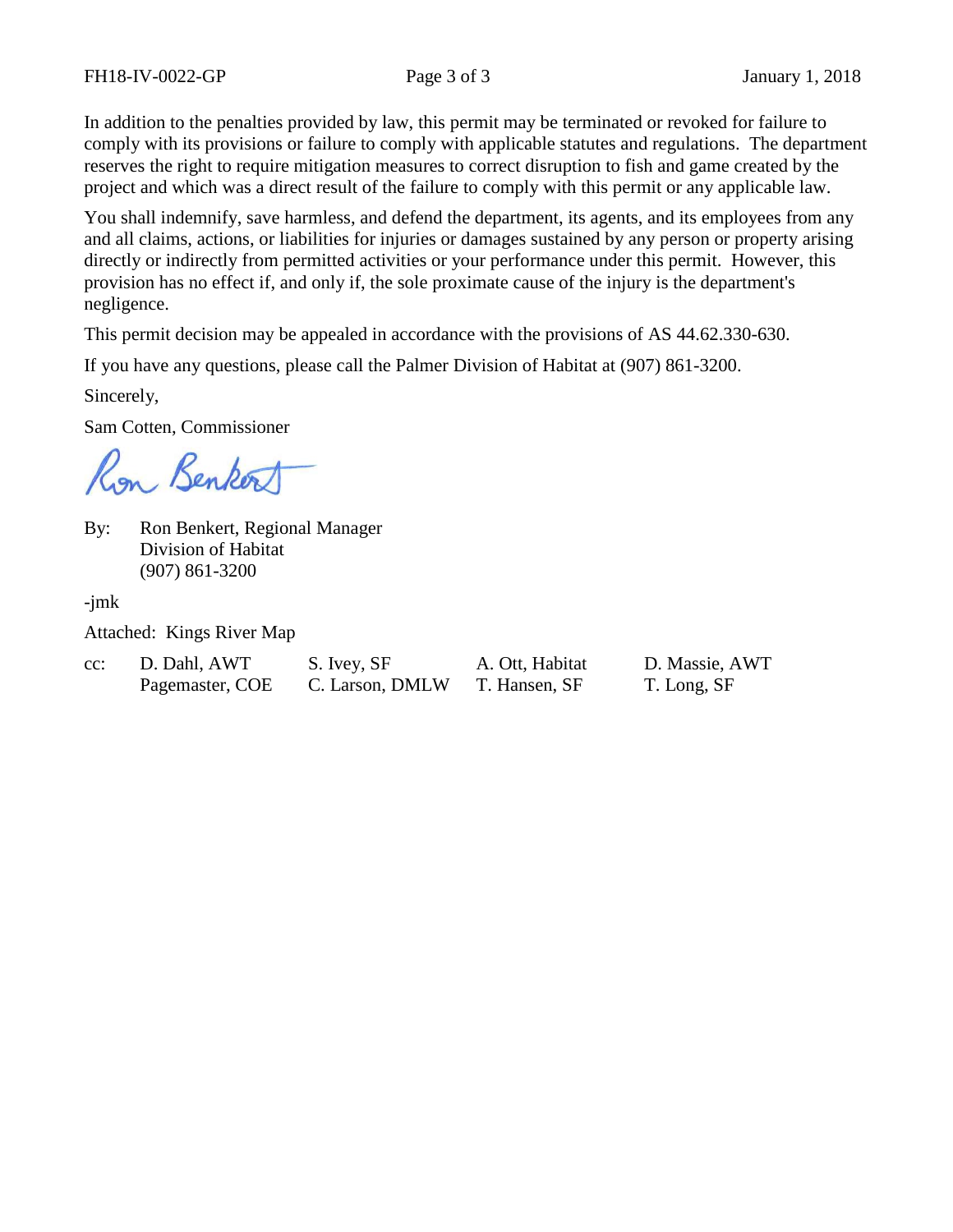In addition to the penalties provided by law, this permit may be terminated or revoked for failure to comply with its provisions or failure to comply with applicable statutes and regulations. The department reserves the right to require mitigation measures to correct disruption to fish and game created by the project and which was a direct result of the failure to comply with this permit or any applicable law.

You shall indemnify, save harmless, and defend the department, its agents, and its employees from any and all claims, actions, or liabilities for injuries or damages sustained by any person or property arising directly or indirectly from permitted activities or your performance under this permit. However, this provision has no effect if, and only if, the sole proximate cause of the injury is the department's negligence.

This permit decision may be appealed in accordance with the provisions of AS 44.62.330-630.

If you have any questions, please call the Palmer Division of Habitat at (907) 861-3200.

Sincerely,

Sam Cotten, Commissioner

Ron Benkert

By: Ron Benkert, Regional Manager
Division of Habitat
(907) 861-3200

-jmk

Attached: Kings River Map

cc: D. Dahl, AWT; S. Ivey, SF; A. Ott, Habitat; D. Massie, AWT; Pagemaster, COE; C. Larson, DMLW; T. Hansen, SF; T. Long, SF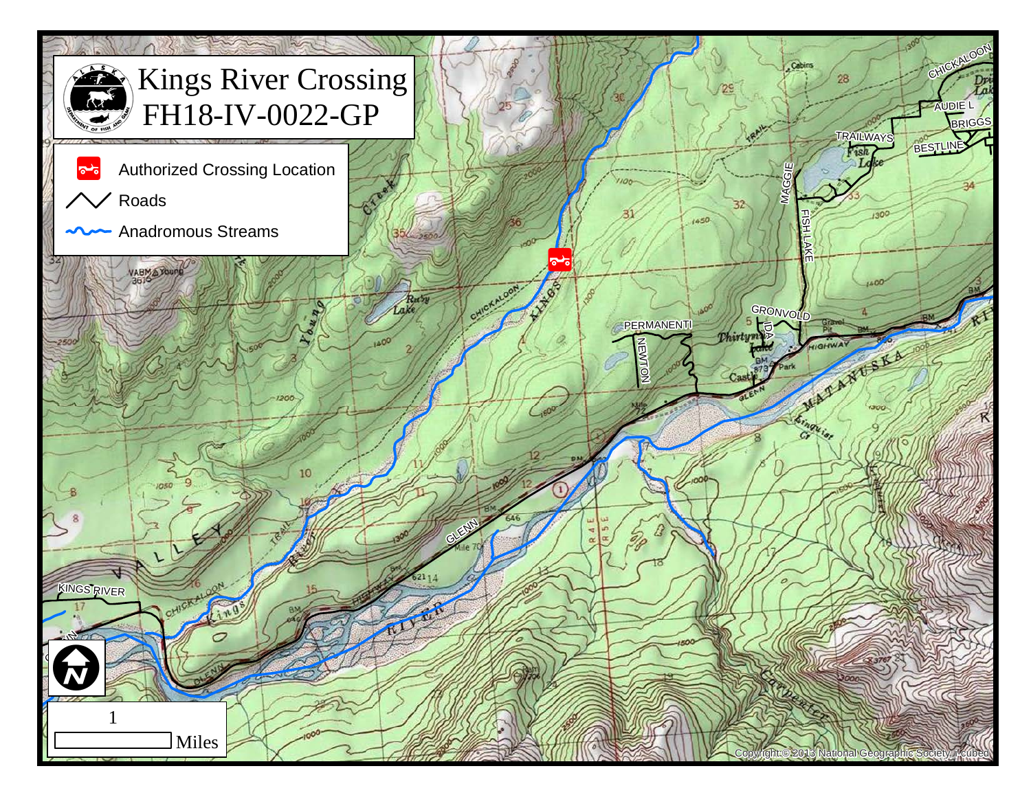# Kings River Crossing
# FH18-IV-0022-GP

Authorized Crossing Location

Roads

Anadromous Streams

1

Miles

Copyright:© 2013 National Geographic Society, i-cubed